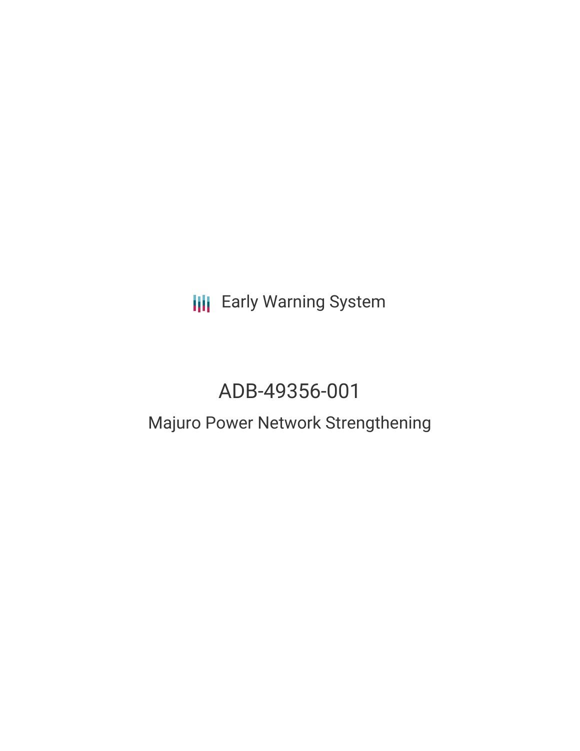Early Warning System

# ADB-49356-001

## Majuro Power Network Strengthening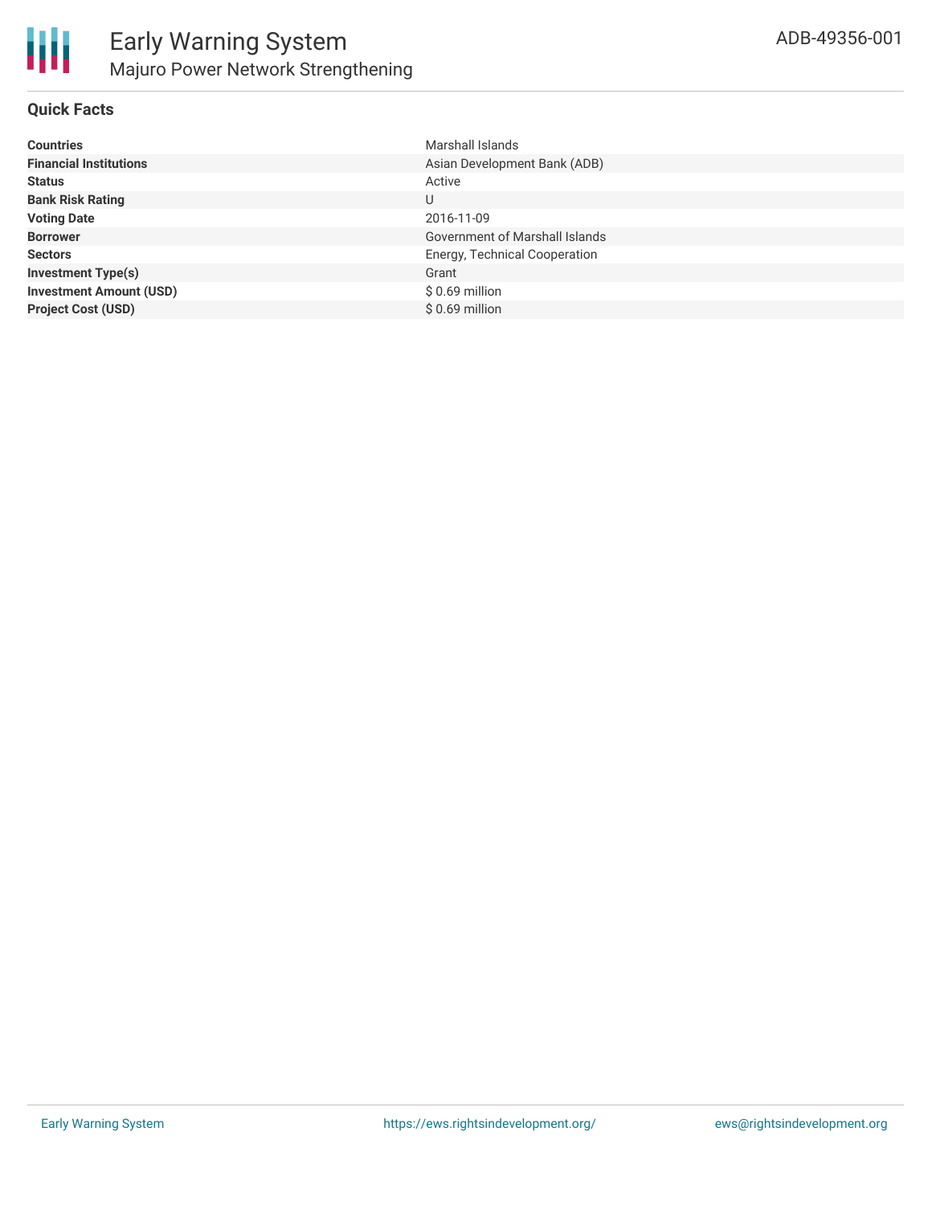# Early Warning System

## Majuro Power Network Strengthening

ADB-49356-001

### Quick Facts

| | |
|---|---|
| **Countries** | Marshall Islands |
| **Financial Institutions** | Asian Development Bank (ADB) |
| **Status** | Active |
| **Bank Risk Rating** | U |
| **Voting Date** | 2016-11-09 |
| **Borrower** | Government of Marshall Islands |
| **Sectors** | Energy, Technical Cooperation |
| **Investment Type(s)** | Grant |
| **Investment Amount (USD)** | $ 0.69 million |
| **Project Cost (USD)** | $ 0.69 million |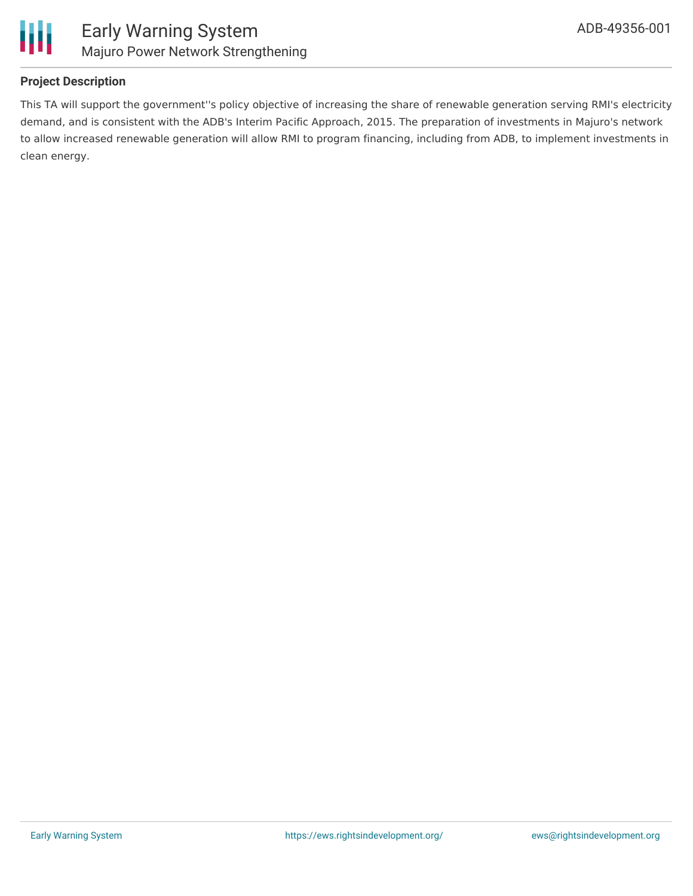## Project Description

This TA will support the government''s policy objective of increasing the share of renewable generation serving RMI's electricity demand, and is consistent with the ADB's Interim Pacific Approach, 2015. The preparation of investments in Majuro's network to allow increased renewable generation will allow RMI to program financing, including from ADB, to implement investments in clean energy.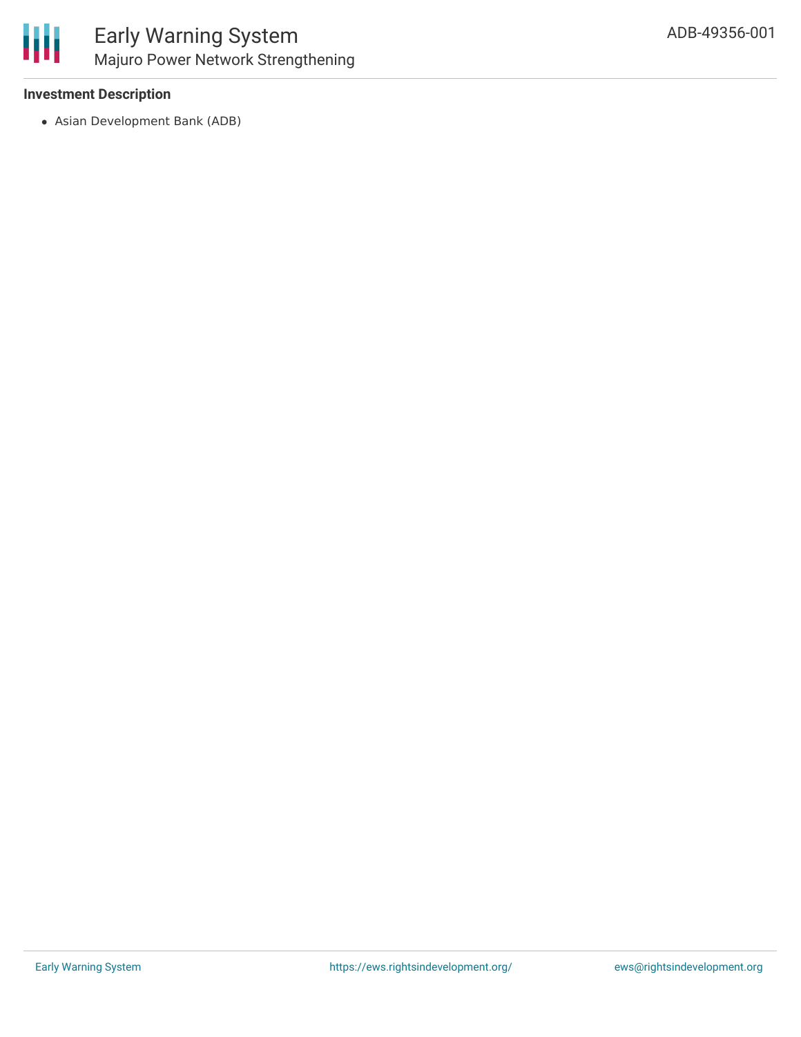### Investment Description

- Asian Development Bank (ADB)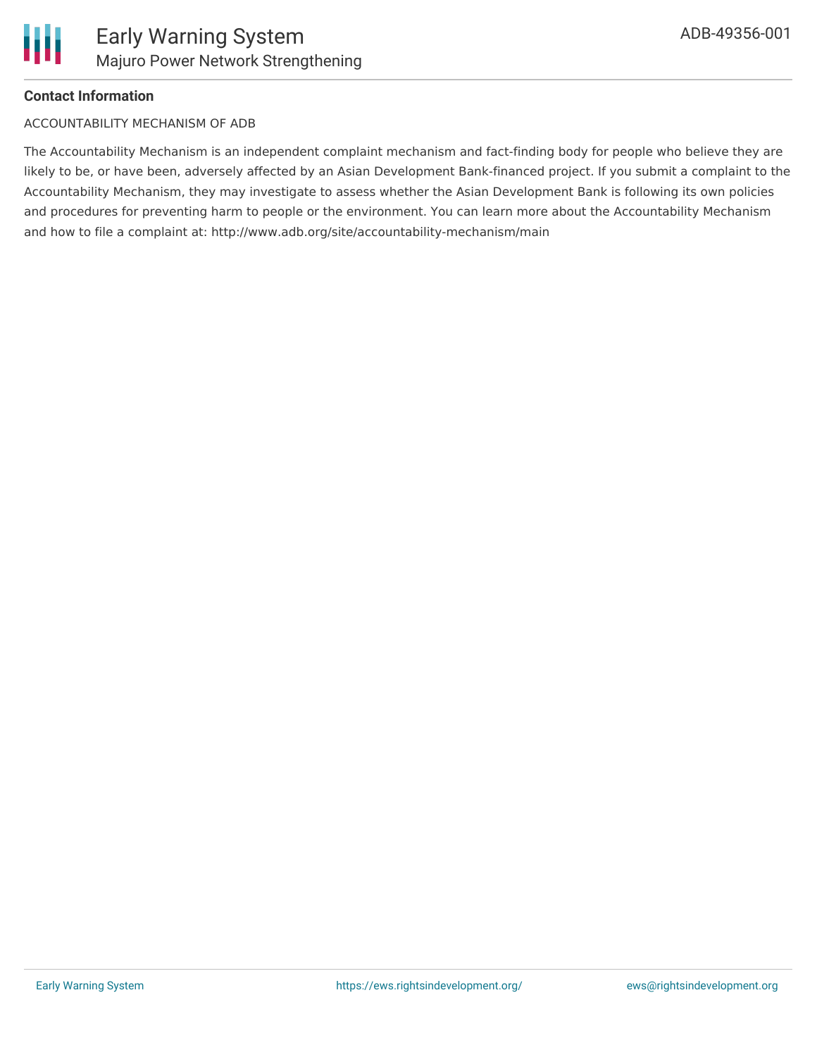**Contact Information**

ACCOUNTABILITY MECHANISM OF ADB

The Accountability Mechanism is an independent complaint mechanism and fact-finding body for people who believe they are likely to be, or have been, adversely affected by an Asian Development Bank-financed project. If you submit a complaint to the Accountability Mechanism, they may investigate to assess whether the Asian Development Bank is following its own policies and procedures for preventing harm to people or the environment. You can learn more about the Accountability Mechanism and how to file a complaint at: http://www.adb.org/site/accountability-mechanism/main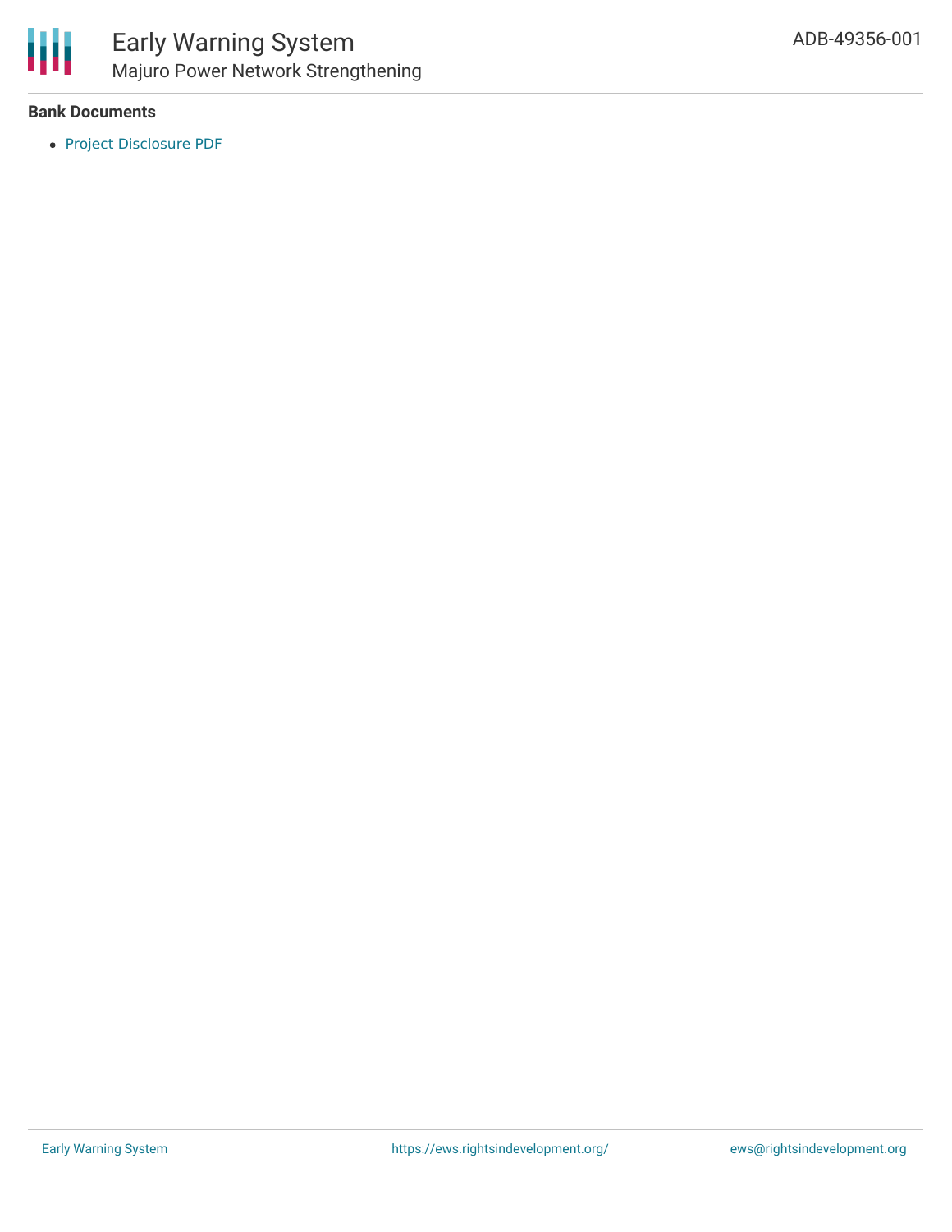**Bank Documents**

- Project Disclosure PDF